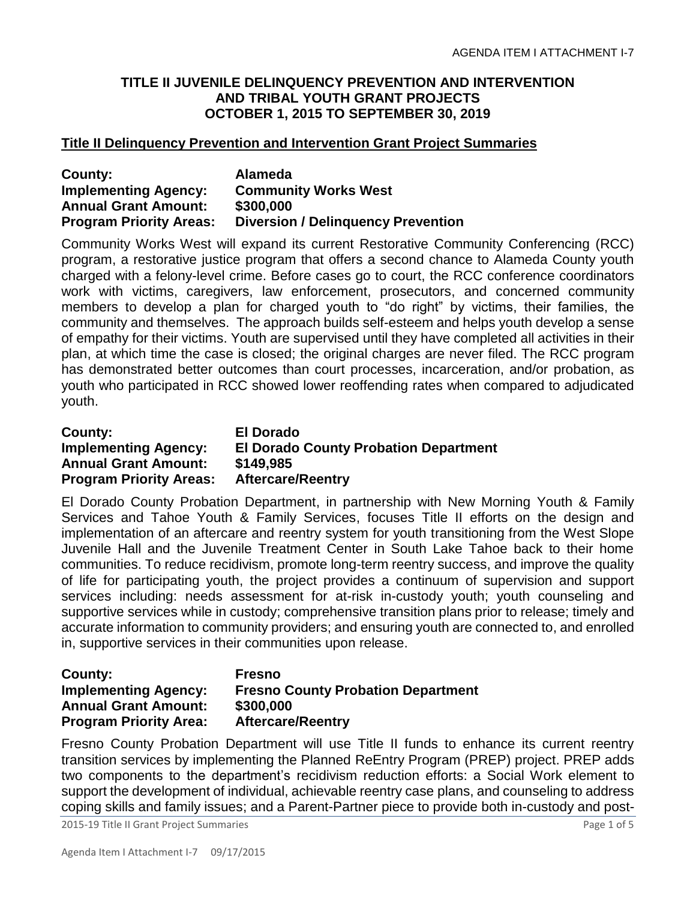# TITLE II JUVENILE DELINQUENCY PREVENTION AND INTERVENTION AND TRIBAL YOUTH GRANT PROJECTS OCTOBER 1, 2015 TO SEPTEMBER 30, 2019

## Title II Delinquency Prevention and Intervention Grant Project Summaries

**County:** **Alameda**
**Implementing Agency:** **Community Works West**
**Annual Grant Amount:** **$300,000**
**Program Priority Areas:** **Diversion / Delinquency Prevention**

Community Works West will expand its current Restorative Community Conferencing (RCC) program, a restorative justice program that offers a second chance to Alameda County youth charged with a felony-level crime. Before cases go to court, the RCC conference coordinators work with victims, caregivers, law enforcement, prosecutors, and concerned community members to develop a plan for charged youth to "do right" by victims, their families, the community and themselves. The approach builds self-esteem and helps youth develop a sense of empathy for their victims. Youth are supervised until they have completed all activities in their plan, at which time the case is closed; the original charges are never filed. The RCC program has demonstrated better outcomes than court processes, incarceration, and/or probation, as youth who participated in RCC showed lower reoffending rates when compared to adjudicated youth.

**County:** **El Dorado**
**Implementing Agency:** **El Dorado County Probation Department**
**Annual Grant Amount:** **$149,985**
**Program Priority Areas:** **Aftercare/Reentry**

El Dorado County Probation Department, in partnership with New Morning Youth & Family Services and Tahoe Youth & Family Services, focuses Title II efforts on the design and implementation of an aftercare and reentry system for youth transitioning from the West Slope Juvenile Hall and the Juvenile Treatment Center in South Lake Tahoe back to their home communities. To reduce recidivism, promote long-term reentry success, and improve the quality of life for participating youth, the project provides a continuum of supervision and support services including: needs assessment for at-risk in-custody youth; youth counseling and supportive services while in custody; comprehensive transition plans prior to release; timely and accurate information to community providers; and ensuring youth are connected to, and enrolled in, supportive services in their communities upon release.

**County:** **Fresno**
**Implementing Agency:** **Fresno County Probation Department**
**Annual Grant Amount:** **$300,000**
**Program Priority Area:** **Aftercare/Reentry**

Fresno County Probation Department will use Title II funds to enhance its current reentry transition services by implementing the Planned ReEntry Program (PREP) project. PREP adds two components to the department's recidivism reduction efforts: a Social Work element to support the development of individual, achievable reentry case plans, and counseling to address coping skills and family issues; and a Parent-Partner piece to provide both in-custody and post-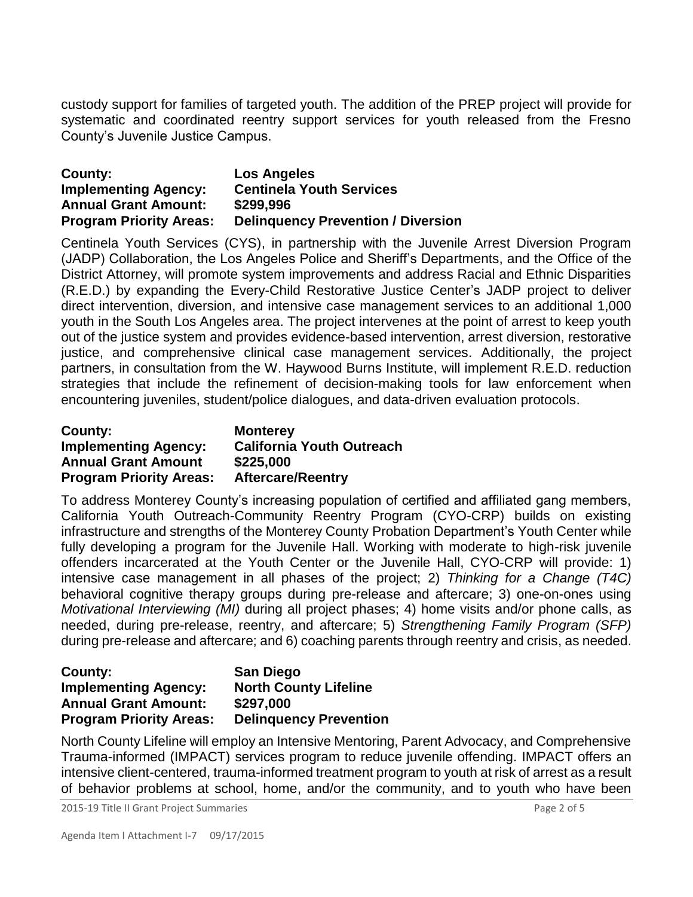custody support for families of targeted youth. The addition of the PREP project will provide for systematic and coordinated reentry support services for youth released from the Fresno County's Juvenile Justice Campus.

**County:** **Los Angeles**
**Implementing Agency:** **Centinela Youth Services**
**Annual Grant Amount:** **$299,996**
**Program Priority Areas:** **Delinquency Prevention / Diversion**

Centinela Youth Services (CYS), in partnership with the Juvenile Arrest Diversion Program (JADP) Collaboration, the Los Angeles Police and Sheriff's Departments, and the Office of the District Attorney, will promote system improvements and address Racial and Ethnic Disparities (R.E.D.) by expanding the Every-Child Restorative Justice Center's JADP project to deliver direct intervention, diversion, and intensive case management services to an additional 1,000 youth in the South Los Angeles area. The project intervenes at the point of arrest to keep youth out of the justice system and provides evidence-based intervention, arrest diversion, restorative justice, and comprehensive clinical case management services. Additionally, the project partners, in consultation from the W. Haywood Burns Institute, will implement R.E.D. reduction strategies that include the refinement of decision-making tools for law enforcement when encountering juveniles, student/police dialogues, and data-driven evaluation protocols.

**County:** **Monterey**
**Implementing Agency:** **California Youth Outreach**
**Annual Grant Amount** **$225,000**
**Program Priority Areas:** **Aftercare/Reentry**

To address Monterey County's increasing population of certified and affiliated gang members, California Youth Outreach-Community Reentry Program (CYO-CRP) builds on existing infrastructure and strengths of the Monterey County Probation Department's Youth Center while fully developing a program for the Juvenile Hall. Working with moderate to high-risk juvenile offenders incarcerated at the Youth Center or the Juvenile Hall, CYO-CRP will provide: 1) intensive case management in all phases of the project; 2) *Thinking for a Change (T4C)* behavioral cognitive therapy groups during pre-release and aftercare; 3) one-on-ones using *Motivational Interviewing (MI)* during all project phases; 4) home visits and/or phone calls, as needed, during pre-release, reentry, and aftercare; 5) *Strengthening Family Program (SFP)* during pre-release and aftercare; and 6) coaching parents through reentry and crisis, as needed.

**County:** **San Diego**
**Implementing Agency:** **North County Lifeline**
**Annual Grant Amount:** **$297,000**
**Program Priority Areas:** **Delinquency Prevention**

North County Lifeline will employ an Intensive Mentoring, Parent Advocacy, and Comprehensive Trauma-informed (IMPACT) services program to reduce juvenile offending. IMPACT offers an intensive client-centered, trauma-informed treatment program to youth at risk of arrest as a result of behavior problems at school, home, and/or the community, and to youth who have been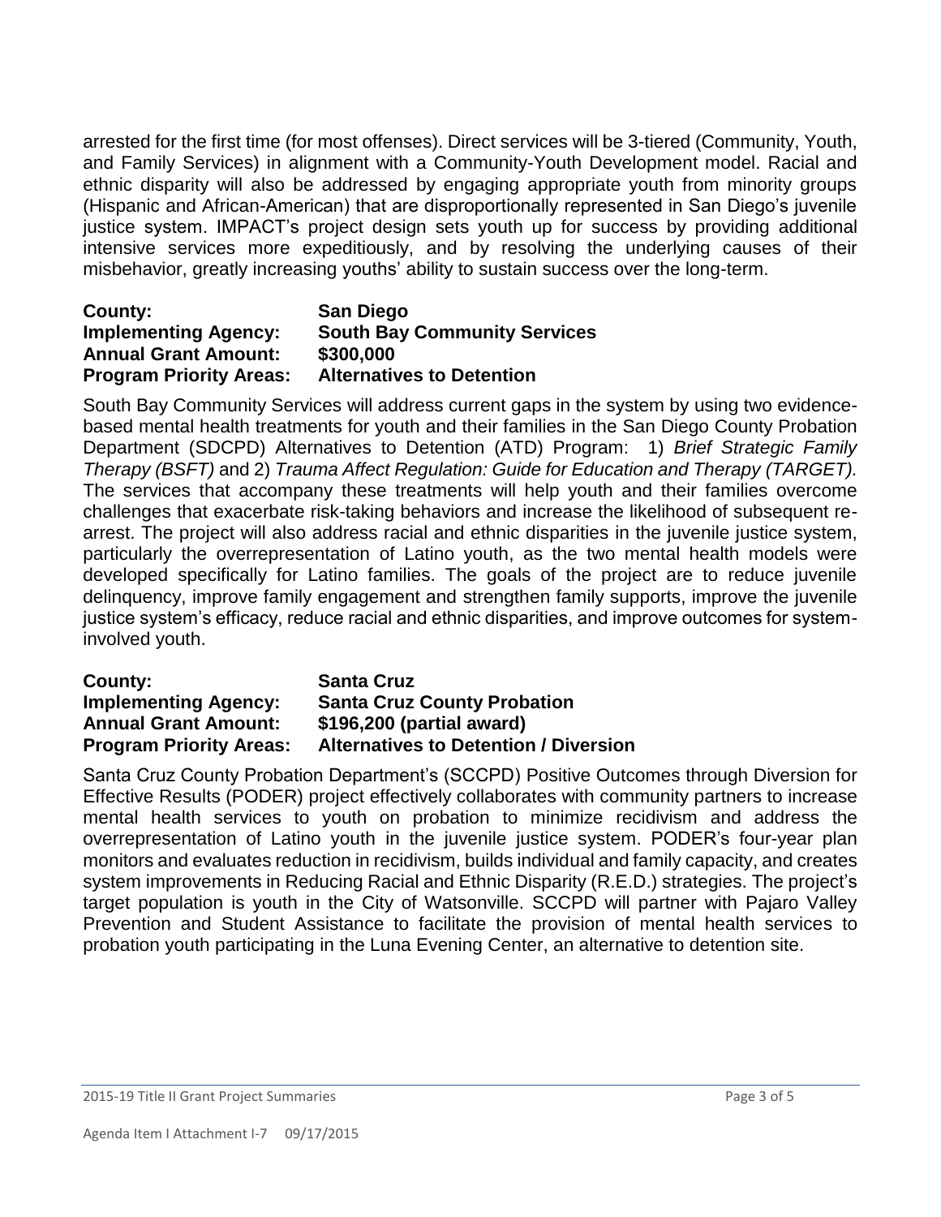arrested for the first time (for most offenses). Direct services will be 3-tiered (Community, Youth, and Family Services) in alignment with a Community-Youth Development model. Racial and ethnic disparity will also be addressed by engaging appropriate youth from minority groups (Hispanic and African-American) that are disproportionally represented in San Diego's juvenile justice system. IMPACT's project design sets youth up for success by providing additional intensive services more expeditiously, and by resolving the underlying causes of their misbehavior, greatly increasing youths' ability to sustain success over the long-term.

**County:** **San Diego**
**Implementing Agency:** **South Bay Community Services**
**Annual Grant Amount:** **$300,000**
**Program Priority Areas:** **Alternatives to Detention**

South Bay Community Services will address current gaps in the system by using two evidence-based mental health treatments for youth and their families in the San Diego County Probation Department (SDCPD) Alternatives to Detention (ATD) Program: 1) *Brief Strategic Family Therapy (BSFT)* and 2) *Trauma Affect Regulation: Guide for Education and Therapy (TARGET).* The services that accompany these treatments will help youth and their families overcome challenges that exacerbate risk-taking behaviors and increase the likelihood of subsequent re-arrest. The project will also address racial and ethnic disparities in the juvenile justice system, particularly the overrepresentation of Latino youth, as the two mental health models were developed specifically for Latino families. The goals of the project are to reduce juvenile delinquency, improve family engagement and strengthen family supports, improve the juvenile justice system's efficacy, reduce racial and ethnic disparities, and improve outcomes for system-involved youth.

**County:** **Santa Cruz**
**Implementing Agency:** **Santa Cruz County Probation**
**Annual Grant Amount:** **$196,200 (partial award)**
**Program Priority Areas:** **Alternatives to Detention / Diversion**

Santa Cruz County Probation Department's (SCCPD) Positive Outcomes through Diversion for Effective Results (PODER) project effectively collaborates with community partners to increase mental health services to youth on probation to minimize recidivism and address the overrepresentation of Latino youth in the juvenile justice system. PODER's four-year plan monitors and evaluates reduction in recidivism, builds individual and family capacity, and creates system improvements in Reducing Racial and Ethnic Disparity (R.E.D.) strategies. The project's target population is youth in the City of Watsonville. SCCPD will partner with Pajaro Valley Prevention and Student Assistance to facilitate the provision of mental health services to probation youth participating in the Luna Evening Center, an alternative to detention site.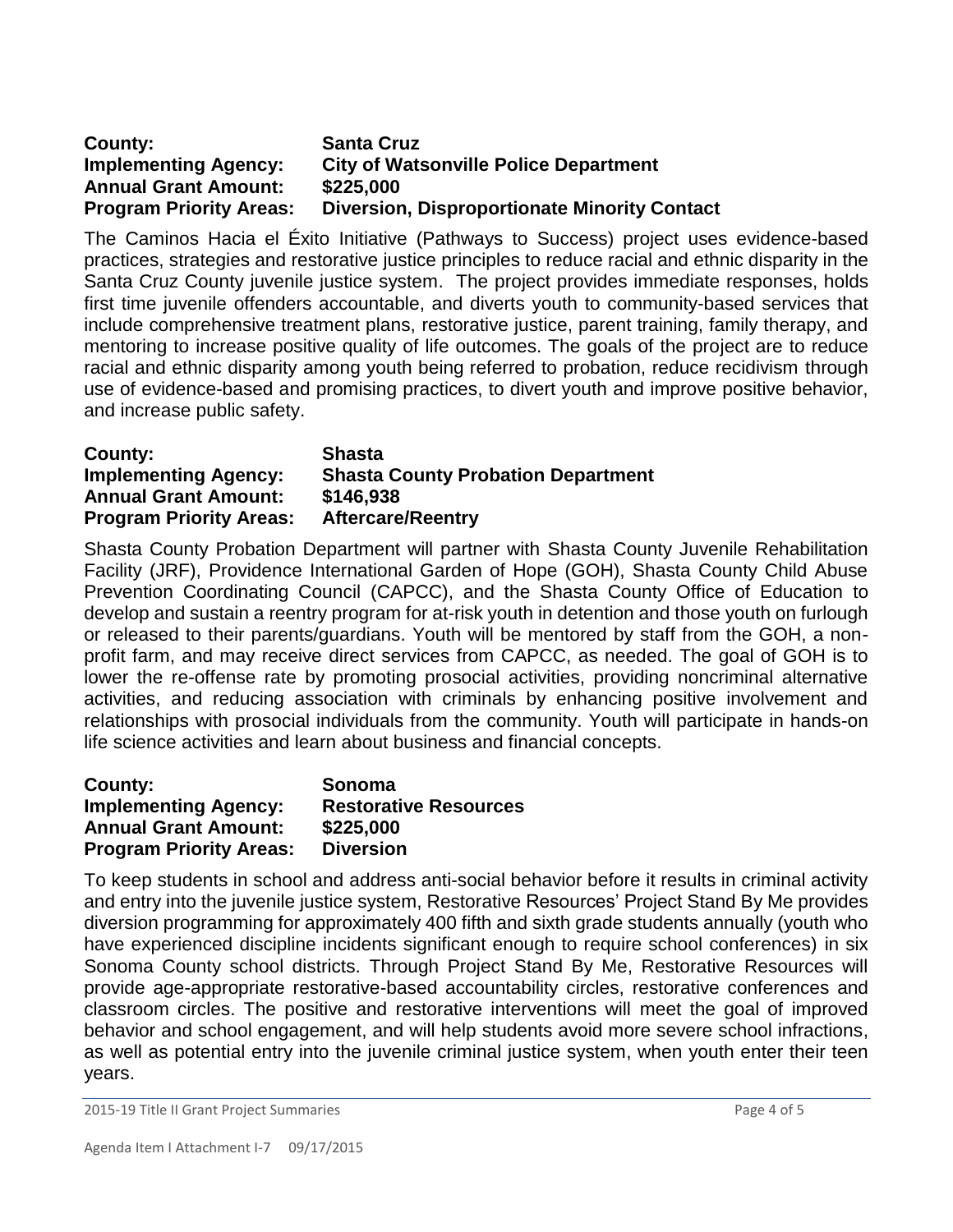**County:** **Santa Cruz**
**Implementing Agency:** **City of Watsonville Police Department**
**Annual Grant Amount:** **$225,000**
**Program Priority Areas:** **Diversion, Disproportionate Minority Contact**

The Caminos Hacia el Éxito Initiative (Pathways to Success) project uses evidence-based practices, strategies and restorative justice principles to reduce racial and ethnic disparity in the Santa Cruz County juvenile justice system. The project provides immediate responses, holds first time juvenile offenders accountable, and diverts youth to community-based services that include comprehensive treatment plans, restorative justice, parent training, family therapy, and mentoring to increase positive quality of life outcomes. The goals of the project are to reduce racial and ethnic disparity among youth being referred to probation, reduce recidivism through use of evidence-based and promising practices, to divert youth and improve positive behavior, and increase public safety.

**County:** **Shasta**
**Implementing Agency:** **Shasta County Probation Department**
**Annual Grant Amount:** **$146,938**
**Program Priority Areas:** **Aftercare/Reentry**

Shasta County Probation Department will partner with Shasta County Juvenile Rehabilitation Facility (JRF), Providence International Garden of Hope (GOH), Shasta County Child Abuse Prevention Coordinating Council (CAPCC), and the Shasta County Office of Education to develop and sustain a reentry program for at-risk youth in detention and those youth on furlough or released to their parents/guardians. Youth will be mentored by staff from the GOH, a non-profit farm, and may receive direct services from CAPCC, as needed. The goal of GOH is to lower the re-offense rate by promoting prosocial activities, providing noncriminal alternative activities, and reducing association with criminals by enhancing positive involvement and relationships with prosocial individuals from the community. Youth will participate in hands-on life science activities and learn about business and financial concepts.

**County:** **Sonoma**
**Implementing Agency:** **Restorative Resources**
**Annual Grant Amount:** **$225,000**
**Program Priority Areas:** **Diversion**

To keep students in school and address anti-social behavior before it results in criminal activity and entry into the juvenile justice system, Restorative Resources' Project Stand By Me provides diversion programming for approximately 400 fifth and sixth grade students annually (youth who have experienced discipline incidents significant enough to require school conferences) in six Sonoma County school districts. Through Project Stand By Me, Restorative Resources will provide age-appropriate restorative-based accountability circles, restorative conferences and classroom circles. The positive and restorative interventions will meet the goal of improved behavior and school engagement, and will help students avoid more severe school infractions, as well as potential entry into the juvenile criminal justice system, when youth enter their teen years.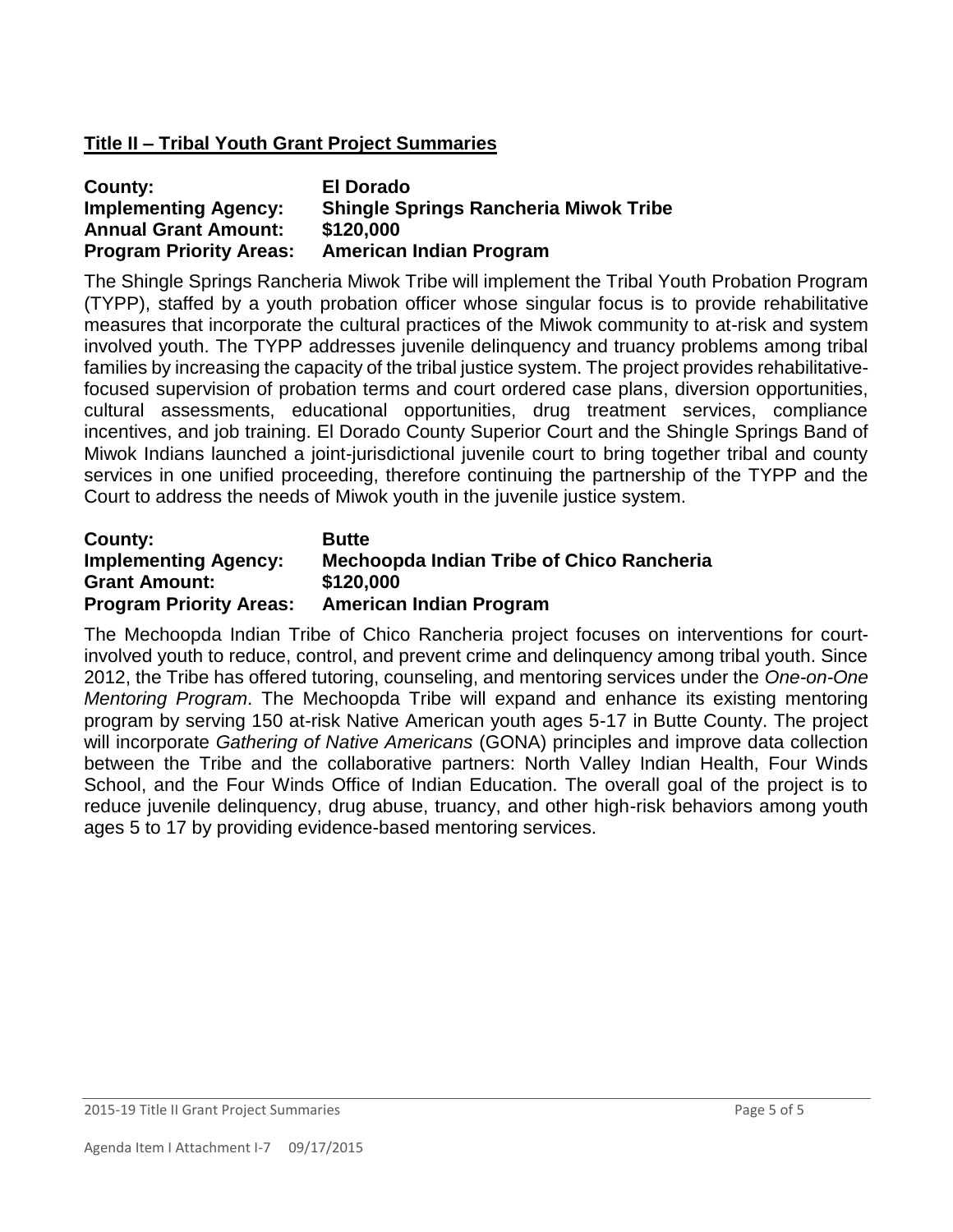## Title II – Tribal Youth Grant Project Summaries

**County:** **El Dorado**
**Implementing Agency:** **Shingle Springs Rancheria Miwok Tribe**
**Annual Grant Amount:** **$120,000**
**Program Priority Areas:** **American Indian Program**

The Shingle Springs Rancheria Miwok Tribe will implement the Tribal Youth Probation Program (TYPP), staffed by a youth probation officer whose singular focus is to provide rehabilitative measures that incorporate the cultural practices of the Miwok community to at-risk and system involved youth. The TYPP addresses juvenile delinquency and truancy problems among tribal families by increasing the capacity of the tribal justice system. The project provides rehabilitative-focused supervision of probation terms and court ordered case plans, diversion opportunities, cultural assessments, educational opportunities, drug treatment services, compliance incentives, and job training. El Dorado County Superior Court and the Shingle Springs Band of Miwok Indians launched a joint-jurisdictional juvenile court to bring together tribal and county services in one unified proceeding, therefore continuing the partnership of the TYPP and the Court to address the needs of Miwok youth in the juvenile justice system.

**County:** **Butte**
**Implementing Agency:** **Mechoopda Indian Tribe of Chico Rancheria**
**Grant Amount:** **$120,000**
**Program Priority Areas:** **American Indian Program**

The Mechoopda Indian Tribe of Chico Rancheria project focuses on interventions for court-involved youth to reduce, control, and prevent crime and delinquency among tribal youth. Since 2012, the Tribe has offered tutoring, counseling, and mentoring services under the *One-on-One Mentoring Program*. The Mechoopda Tribe will expand and enhance its existing mentoring program by serving 150 at-risk Native American youth ages 5-17 in Butte County. The project will incorporate *Gathering of Native Americans* (GONA) principles and improve data collection between the Tribe and the collaborative partners: North Valley Indian Health, Four Winds School, and the Four Winds Office of Indian Education. The overall goal of the project is to reduce juvenile delinquency, drug abuse, truancy, and other high-risk behaviors among youth ages 5 to 17 by providing evidence-based mentoring services.